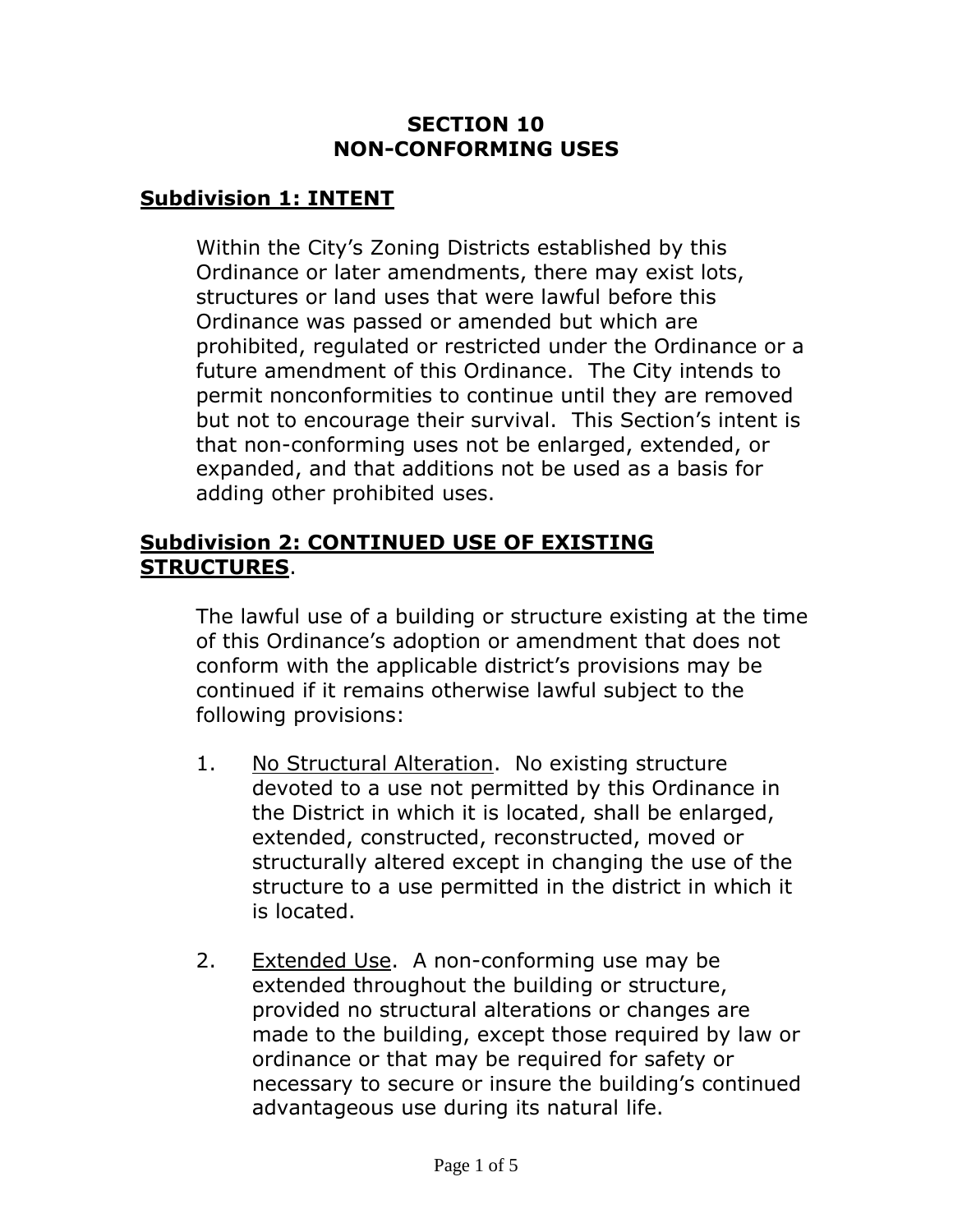# SECTION 10
# NON-CONFORMING USES

## Subdivision 1: INTENT

Within the City's Zoning Districts established by this Ordinance or later amendments, there may exist lots, structures or land uses that were lawful before this Ordinance was passed or amended but which are prohibited, regulated or restricted under the Ordinance or a future amendment of this Ordinance. The City intends to permit nonconformities to continue until they are removed but not to encourage their survival. This Section's intent is that non-conforming uses not be enlarged, extended, or expanded, and that additions not be used as a basis for adding other prohibited uses.

## Subdivision 2: CONTINUED USE OF EXISTING STRUCTURES.

The lawful use of a building or structure existing at the time of this Ordinance's adoption or amendment that does not conform with the applicable district's provisions may be continued if it remains otherwise lawful subject to the following provisions:

1. No Structural Alteration. No existing structure devoted to a use not permitted by this Ordinance in the District in which it is located, shall be enlarged, extended, constructed, reconstructed, moved or structurally altered except in changing the use of the structure to a use permitted in the district in which it is located.

2. Extended Use. A non-conforming use may be extended throughout the building or structure, provided no structural alterations or changes are made to the building, except those required by law or ordinance or that may be required for safety or necessary to secure or insure the building's continued advantageous use during its natural life.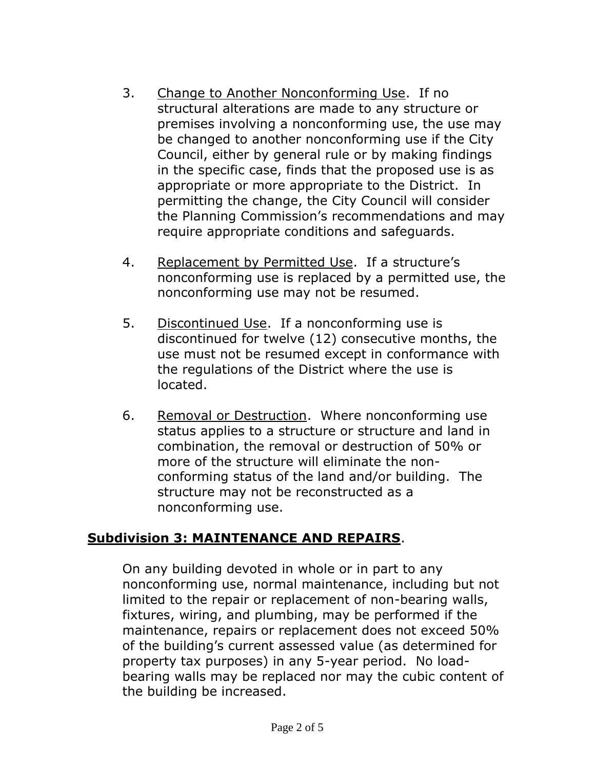3. Change to Another Nonconforming Use. If no structural alterations are made to any structure or premises involving a nonconforming use, the use may be changed to another nonconforming use if the City Council, either by general rule or by making findings in the specific case, finds that the proposed use is as appropriate or more appropriate to the District. In permitting the change, the City Council will consider the Planning Commission's recommendations and may require appropriate conditions and safeguards.

4. Replacement by Permitted Use. If a structure's nonconforming use is replaced by a permitted use, the nonconforming use may not be resumed.

5. Discontinued Use. If a nonconforming use is discontinued for twelve (12) consecutive months, the use must not be resumed except in conformance with the regulations of the District where the use is located.

6. Removal or Destruction. Where nonconforming use status applies to a structure or structure and land in combination, the removal or destruction of 50% or more of the structure will eliminate the non-conforming status of the land and/or building. The structure may not be reconstructed as a nonconforming use.

## **Subdivision 3: MAINTENANCE AND REPAIRS**.

On any building devoted in whole or in part to any nonconforming use, normal maintenance, including but not limited to the repair or replacement of non-bearing walls, fixtures, wiring, and plumbing, may be performed if the maintenance, repairs or replacement does not exceed 50% of the building's current assessed value (as determined for property tax purposes) in any 5-year period. No load-bearing walls may be replaced nor may the cubic content of the building be increased.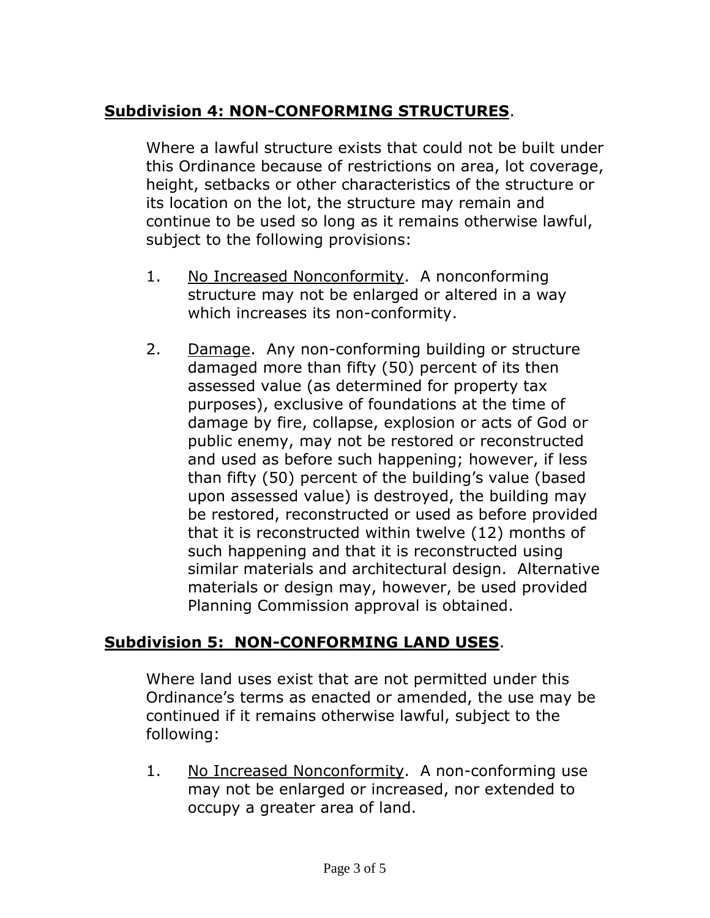## **Subdivision 4: NON-CONFORMING STRUCTURES**.

Where a lawful structure exists that could not be built under this Ordinance because of restrictions on area, lot coverage, height, setbacks or other characteristics of the structure or its location on the lot, the structure may remain and continue to be used so long as it remains otherwise lawful, subject to the following provisions:

1. No Increased Nonconformity. A nonconforming structure may not be enlarged or altered in a way which increases its non-conformity.

2. Damage. Any non-conforming building or structure damaged more than fifty (50) percent of its then assessed value (as determined for property tax purposes), exclusive of foundations at the time of damage by fire, collapse, explosion or acts of God or public enemy, may not be restored or reconstructed and used as before such happening; however, if less than fifty (50) percent of the building's value (based upon assessed value) is destroyed, the building may be restored, reconstructed or used as before provided that it is reconstructed within twelve (12) months of such happening and that it is reconstructed using similar materials and architectural design. Alternative materials or design may, however, be used provided Planning Commission approval is obtained.

## **Subdivision 5: NON-CONFORMING LAND USES**.

Where land uses exist that are not permitted under this Ordinance's terms as enacted or amended, the use may be continued if it remains otherwise lawful, subject to the following:

1. No Increased Nonconformity. A non-conforming use may not be enlarged or increased, nor extended to occupy a greater area of land.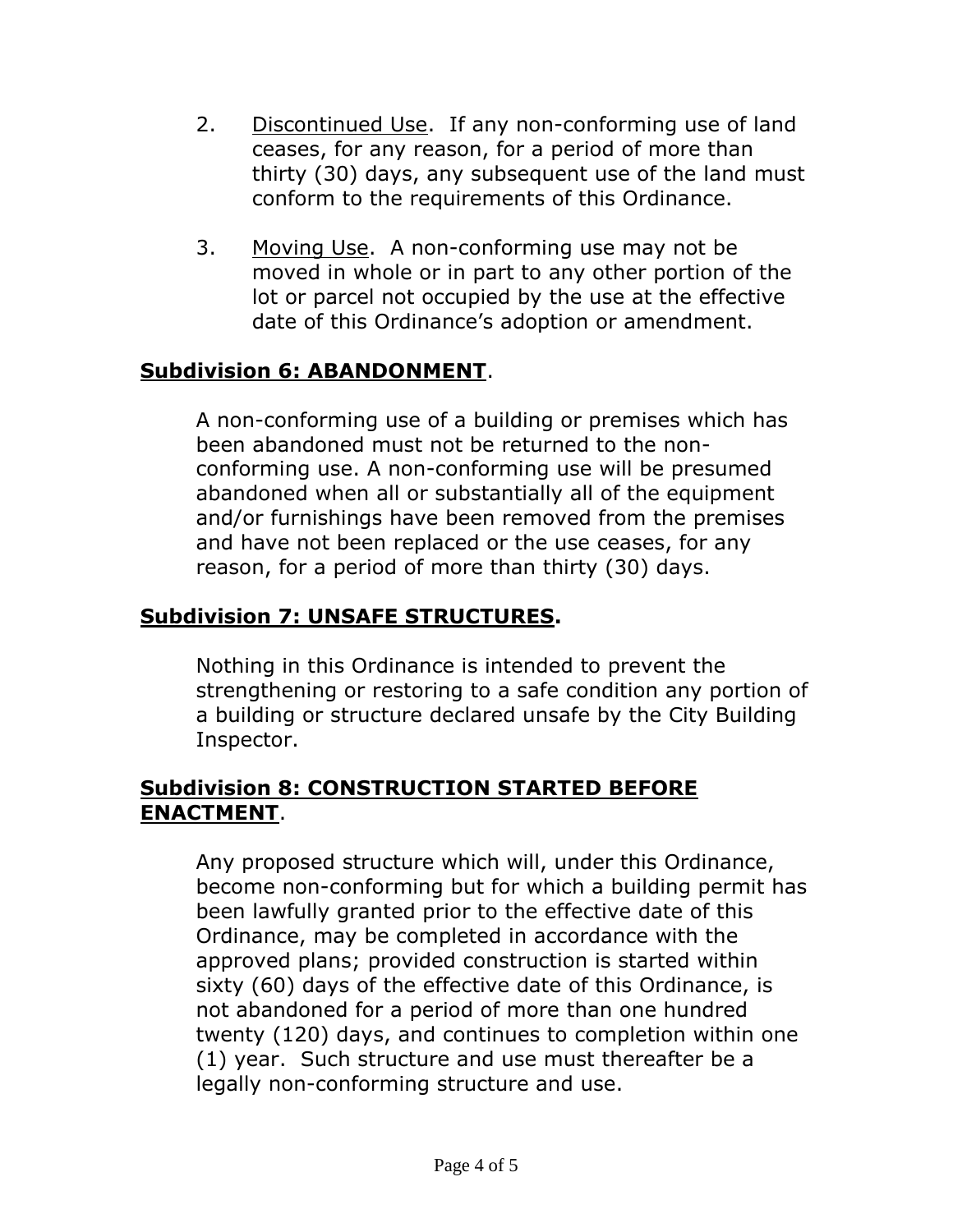2. Discontinued Use. If any non-conforming use of land ceases, for any reason, for a period of more than thirty (30) days, any subsequent use of the land must conform to the requirements of this Ordinance.

3. Moving Use. A non-conforming use may not be moved in whole or in part to any other portion of the lot or parcel not occupied by the use at the effective date of this Ordinance's adoption or amendment.

## Subdivision 6: ABANDONMENT.

A non-conforming use of a building or premises which has been abandoned must not be returned to the non-conforming use. A non-conforming use will be presumed abandoned when all or substantially all of the equipment and/or furnishings have been removed from the premises and have not been replaced or the use ceases, for any reason, for a period of more than thirty (30) days.

## Subdivision 7: UNSAFE STRUCTURES.

Nothing in this Ordinance is intended to prevent the strengthening or restoring to a safe condition any portion of a building or structure declared unsafe by the City Building Inspector.

## Subdivision 8: CONSTRUCTION STARTED BEFORE ENACTMENT.

Any proposed structure which will, under this Ordinance, become non-conforming but for which a building permit has been lawfully granted prior to the effective date of this Ordinance, may be completed in accordance with the approved plans; provided construction is started within sixty (60) days of the effective date of this Ordinance, is not abandoned for a period of more than one hundred twenty (120) days, and continues to completion within one (1) year. Such structure and use must thereafter be a legally non-conforming structure and use.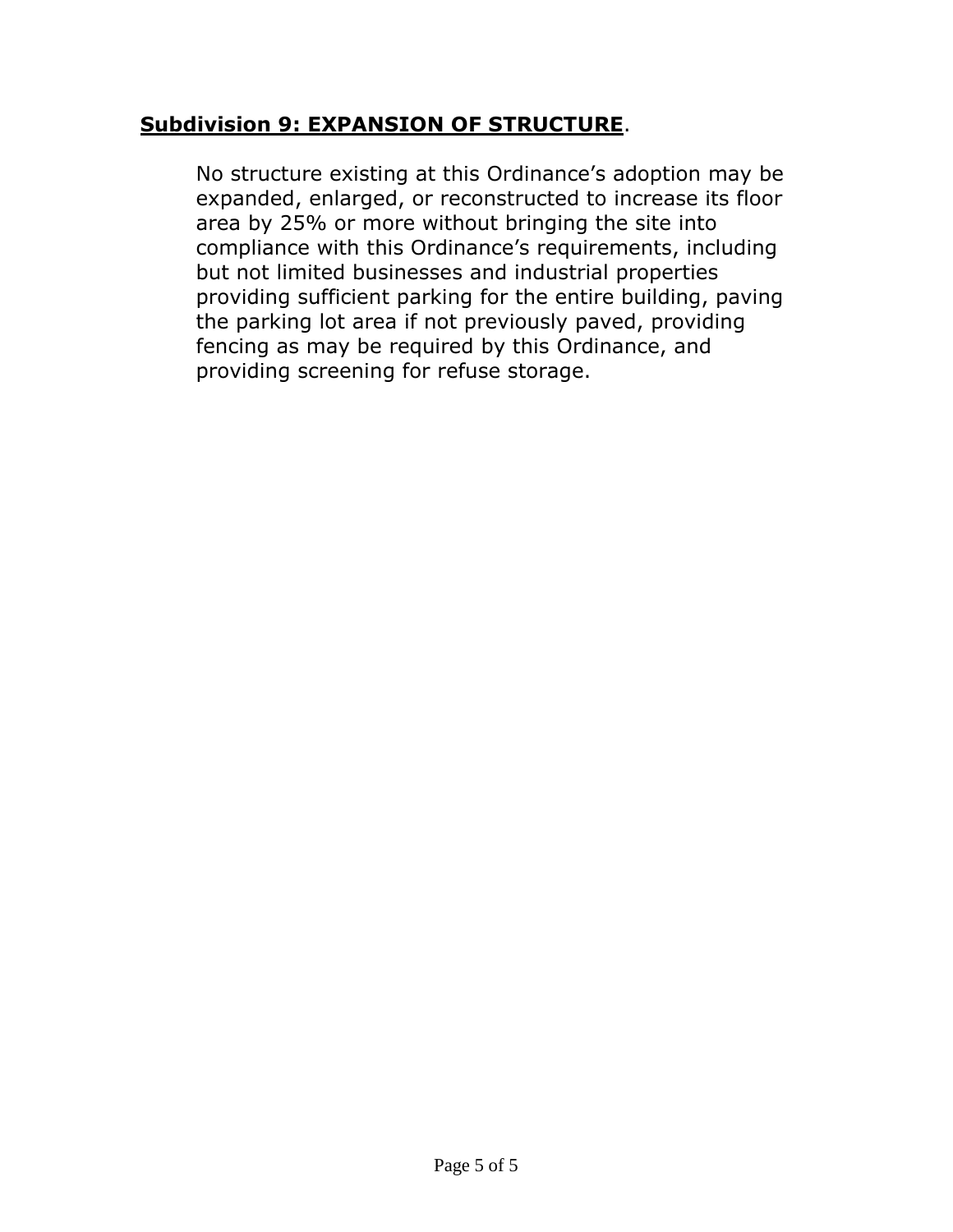**Subdivision 9: EXPANSION OF STRUCTURE**.

No structure existing at this Ordinance's adoption may be expanded, enlarged, or reconstructed to increase its floor area by 25% or more without bringing the site into compliance with this Ordinance's requirements, including but not limited businesses and industrial properties providing sufficient parking for the entire building, paving the parking lot area if not previously paved, providing fencing as may be required by this Ordinance, and providing screening for refuse storage.